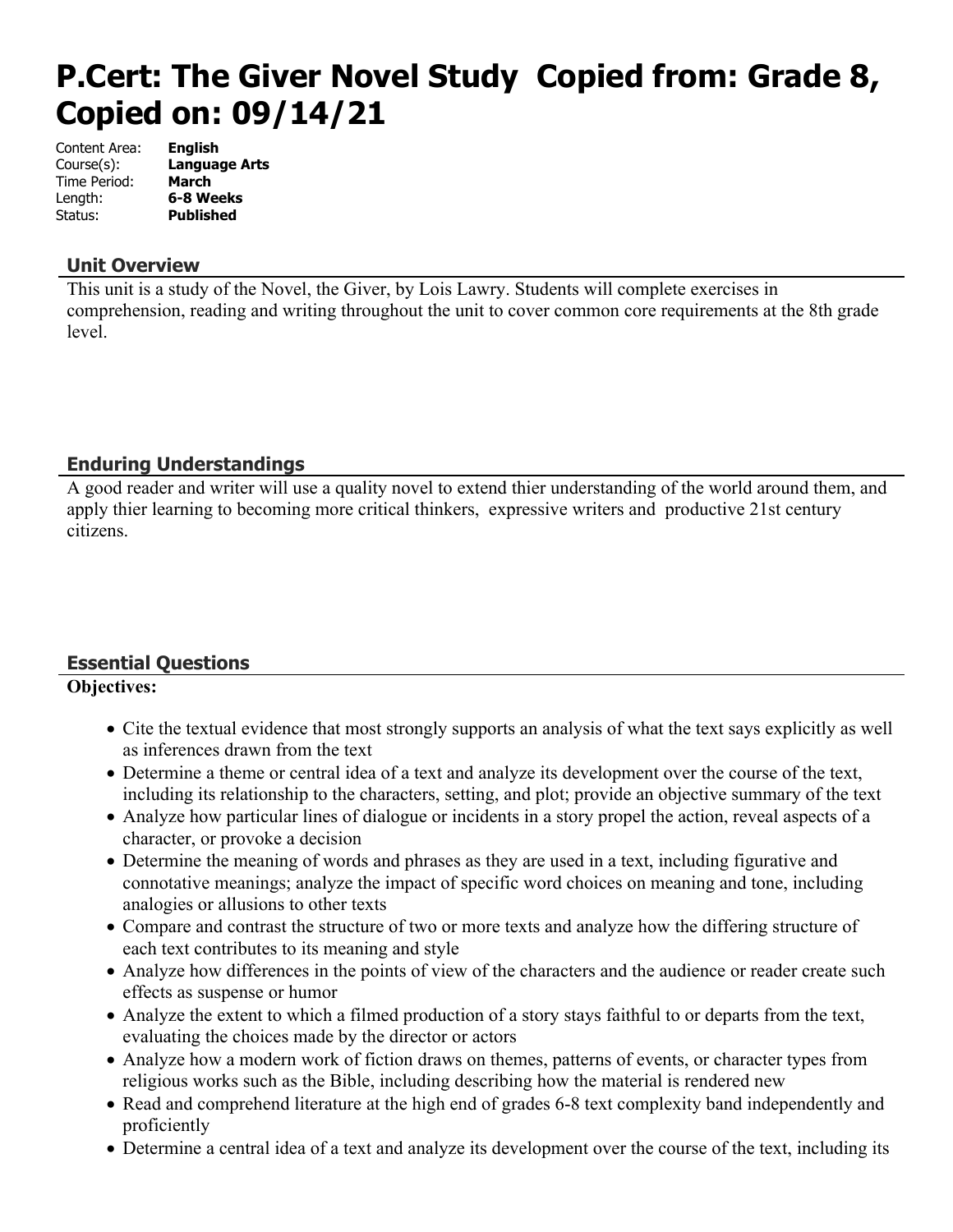# P.Cert: The Giver Novel Study Copied from: Grade 8, Copied on: 09/14/21

Content Area: **English**
Course(s): **Language Arts**
Time Period: **March**
Length: **6-8 Weeks**
Status: **Published**

## Unit Overview

This unit is a study of the Novel, the Giver, by Lois Lawry. Students will complete exercises in comprehension, reading and writing throughout the unit to cover common core requirements at the 8th grade level.

## Enduring Understandings

A good reader and writer will use a quality novel to extend thier understanding of the world around them, and apply thier learning to becoming more critical thinkers, expressive writers and productive 21st century citizens.

## Essential Questions

**Objectives:**

- Cite the textual evidence that most strongly supports an analysis of what the text says explicitly as well as inferences drawn from the text
- Determine a theme or central idea of a text and analyze its development over the course of the text, including its relationship to the characters, setting, and plot; provide an objective summary of the text
- Analyze how particular lines of dialogue or incidents in a story propel the action, reveal aspects of a character, or provoke a decision
- Determine the meaning of words and phrases as they are used in a text, including figurative and connotative meanings; analyze the impact of specific word choices on meaning and tone, including analogies or allusions to other texts
- Compare and contrast the structure of two or more texts and analyze how the differing structure of each text contributes to its meaning and style
- Analyze how differences in the points of view of the characters and the audience or reader create such effects as suspense or humor
- Analyze the extent to which a filmed production of a story stays faithful to or departs from the text, evaluating the choices made by the director or actors
- Analyze how a modern work of fiction draws on themes, patterns of events, or character types from religious works such as the Bible, including describing how the material is rendered new
- Read and comprehend literature at the high end of grades 6-8 text complexity band independently and proficiently
- Determine a central idea of a text and analyze its development over the course of the text, including its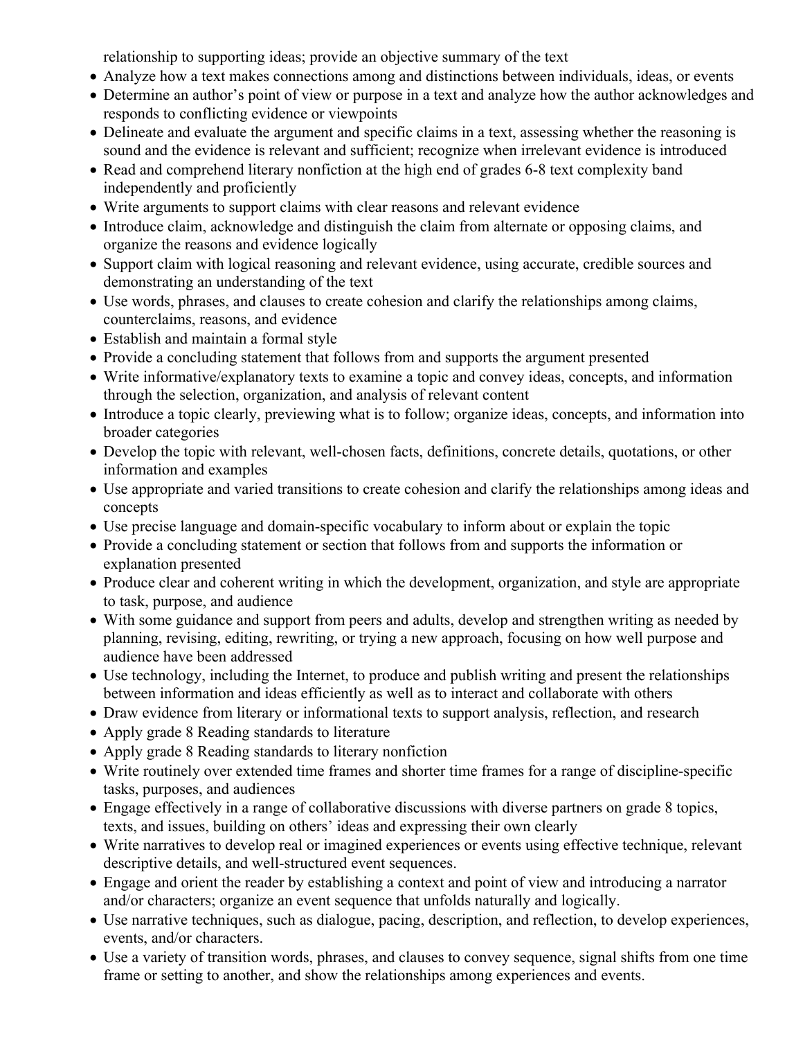relationship to supporting ideas; provide an objective summary of the text

- Analyze how a text makes connections among and distinctions between individuals, ideas, or events
- Determine an author's point of view or purpose in a text and analyze how the author acknowledges and responds to conflicting evidence or viewpoints
- Delineate and evaluate the argument and specific claims in a text, assessing whether the reasoning is sound and the evidence is relevant and sufficient; recognize when irrelevant evidence is introduced
- Read and comprehend literary nonfiction at the high end of grades 6-8 text complexity band independently and proficiently
- Write arguments to support claims with clear reasons and relevant evidence
- Introduce claim, acknowledge and distinguish the claim from alternate or opposing claims, and organize the reasons and evidence logically
- Support claim with logical reasoning and relevant evidence, using accurate, credible sources and demonstrating an understanding of the text
- Use words, phrases, and clauses to create cohesion and clarify the relationships among claims, counterclaims, reasons, and evidence
- Establish and maintain a formal style
- Provide a concluding statement that follows from and supports the argument presented
- Write informative/explanatory texts to examine a topic and convey ideas, concepts, and information through the selection, organization, and analysis of relevant content
- Introduce a topic clearly, previewing what is to follow; organize ideas, concepts, and information into broader categories
- Develop the topic with relevant, well-chosen facts, definitions, concrete details, quotations, or other information and examples
- Use appropriate and varied transitions to create cohesion and clarify the relationships among ideas and concepts
- Use precise language and domain-specific vocabulary to inform about or explain the topic
- Provide a concluding statement or section that follows from and supports the information or explanation presented
- Produce clear and coherent writing in which the development, organization, and style are appropriate to task, purpose, and audience
- With some guidance and support from peers and adults, develop and strengthen writing as needed by planning, revising, editing, rewriting, or trying a new approach, focusing on how well purpose and audience have been addressed
- Use technology, including the Internet, to produce and publish writing and present the relationships between information and ideas efficiently as well as to interact and collaborate with others
- Draw evidence from literary or informational texts to support analysis, reflection, and research
- Apply grade 8 Reading standards to literature
- Apply grade 8 Reading standards to literary nonfiction
- Write routinely over extended time frames and shorter time frames for a range of discipline-specific tasks, purposes, and audiences
- Engage effectively in a range of collaborative discussions with diverse partners on grade 8 topics, texts, and issues, building on others' ideas and expressing their own clearly
- Write narratives to develop real or imagined experiences or events using effective technique, relevant descriptive details, and well-structured event sequences.
- Engage and orient the reader by establishing a context and point of view and introducing a narrator and/or characters; organize an event sequence that unfolds naturally and logically.
- Use narrative techniques, such as dialogue, pacing, description, and reflection, to develop experiences, events, and/or characters.
- Use a variety of transition words, phrases, and clauses to convey sequence, signal shifts from one time frame or setting to another, and show the relationships among experiences and events.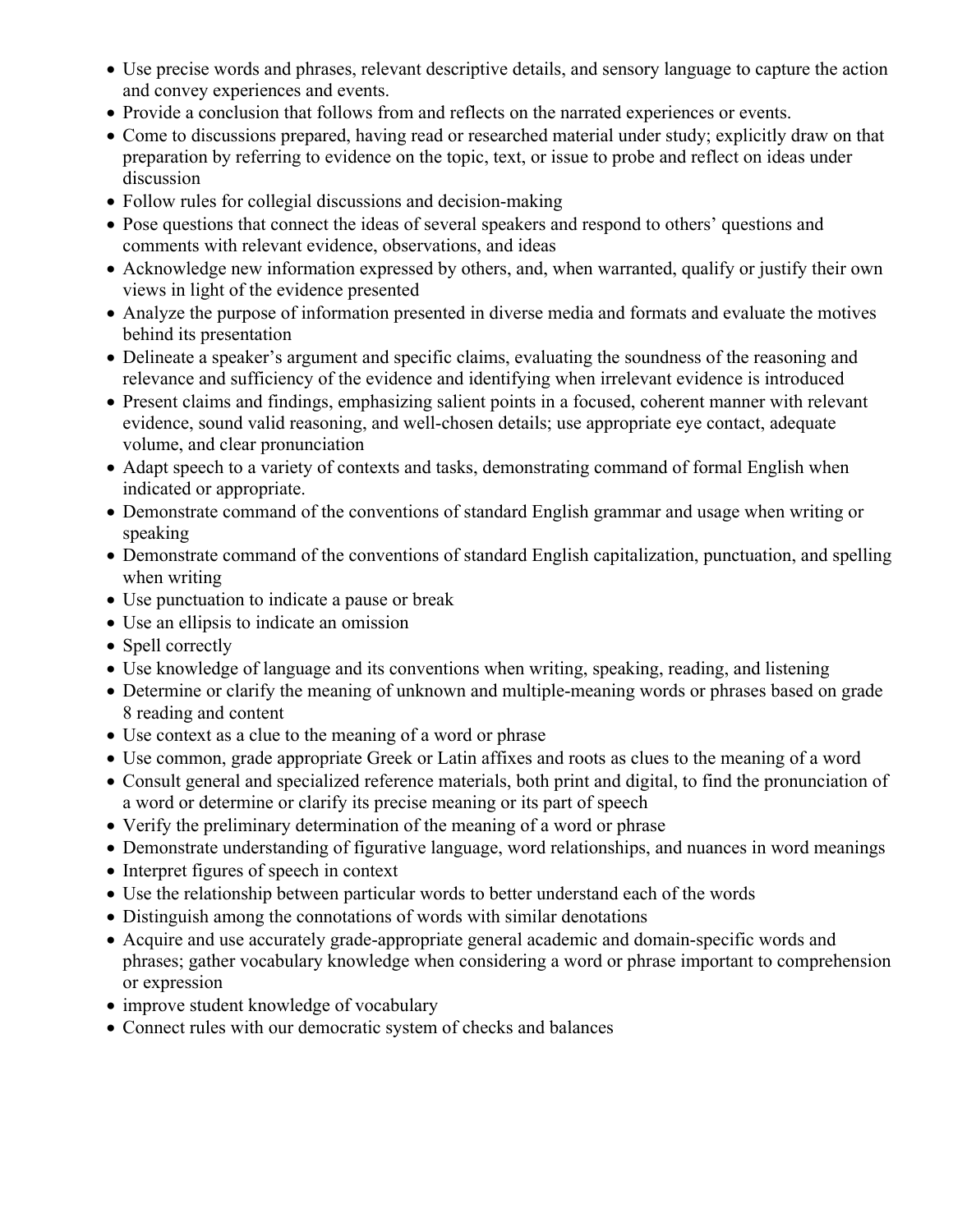- Use precise words and phrases, relevant descriptive details, and sensory language to capture the action and convey experiences and events.
- Provide a conclusion that follows from and reflects on the narrated experiences or events.
- Come to discussions prepared, having read or researched material under study; explicitly draw on that preparation by referring to evidence on the topic, text, or issue to probe and reflect on ideas under discussion
- Follow rules for collegial discussions and decision-making
- Pose questions that connect the ideas of several speakers and respond to others' questions and comments with relevant evidence, observations, and ideas
- Acknowledge new information expressed by others, and, when warranted, qualify or justify their own views in light of the evidence presented
- Analyze the purpose of information presented in diverse media and formats and evaluate the motives behind its presentation
- Delineate a speaker's argument and specific claims, evaluating the soundness of the reasoning and relevance and sufficiency of the evidence and identifying when irrelevant evidence is introduced
- Present claims and findings, emphasizing salient points in a focused, coherent manner with relevant evidence, sound valid reasoning, and well-chosen details; use appropriate eye contact, adequate volume, and clear pronunciation
- Adapt speech to a variety of contexts and tasks, demonstrating command of formal English when indicated or appropriate.
- Demonstrate command of the conventions of standard English grammar and usage when writing or speaking
- Demonstrate command of the conventions of standard English capitalization, punctuation, and spelling when writing
- Use punctuation to indicate a pause or break
- Use an ellipsis to indicate an omission
- Spell correctly
- Use knowledge of language and its conventions when writing, speaking, reading, and listening
- Determine or clarify the meaning of unknown and multiple-meaning words or phrases based on grade 8 reading and content
- Use context as a clue to the meaning of a word or phrase
- Use common, grade appropriate Greek or Latin affixes and roots as clues to the meaning of a word
- Consult general and specialized reference materials, both print and digital, to find the pronunciation of a word or determine or clarify its precise meaning or its part of speech
- Verify the preliminary determination of the meaning of a word or phrase
- Demonstrate understanding of figurative language, word relationships, and nuances in word meanings
- Interpret figures of speech in context
- Use the relationship between particular words to better understand each of the words
- Distinguish among the connotations of words with similar denotations
- Acquire and use accurately grade-appropriate general academic and domain-specific words and phrases; gather vocabulary knowledge when considering a word or phrase important to comprehension or expression
- improve student knowledge of vocabulary
- Connect rules with our democratic system of checks and balances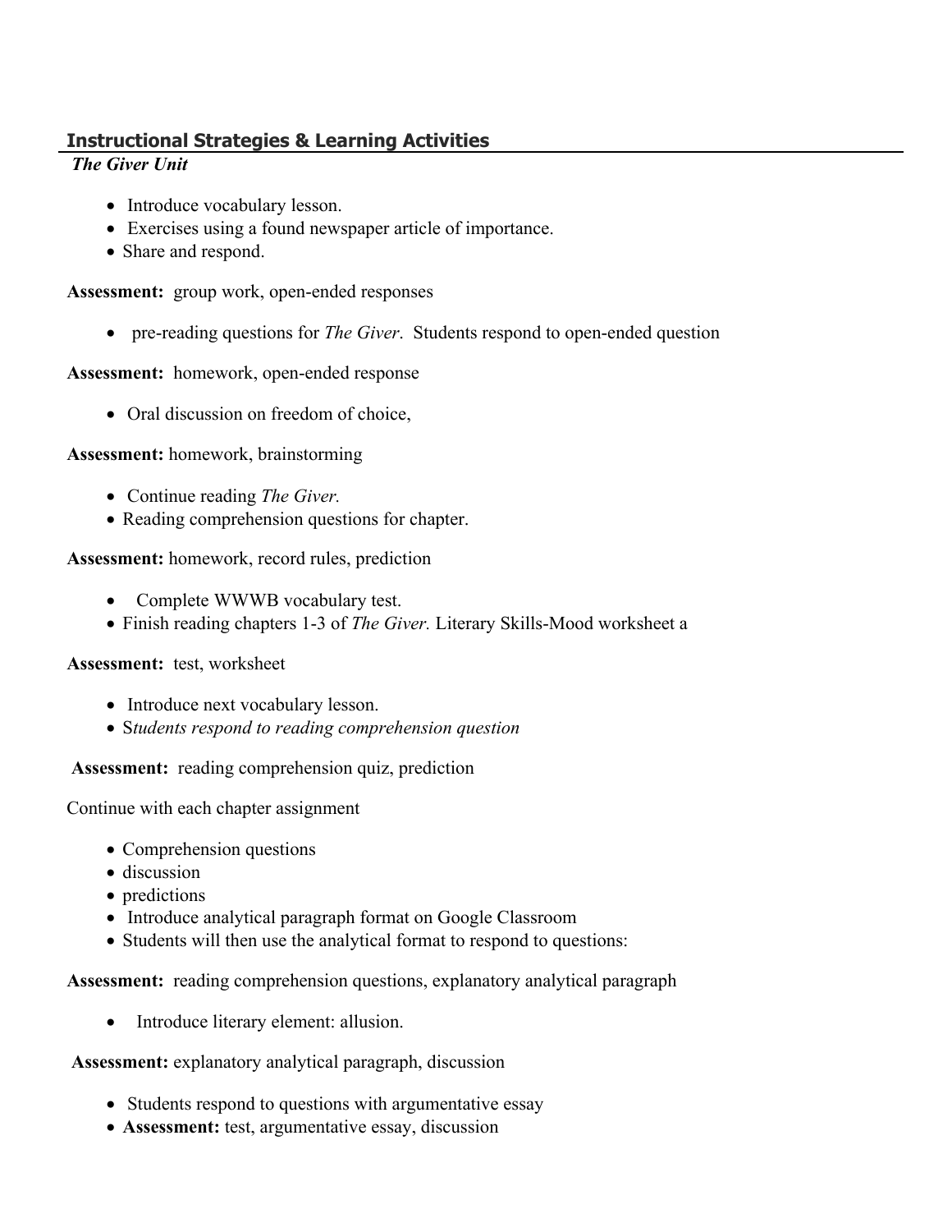## Instructional Strategies & Learning Activities

***The Giver Unit***

- Introduce vocabulary lesson.
- Exercises using a found newspaper article of importance.
- Share and respond.

**Assessment:** group work, open-ended responses

- pre-reading questions for *The Giver*. Students respond to open-ended question

**Assessment:** homework, open-ended response

- Oral discussion on freedom of choice,

**Assessment:** homework, brainstorming

- Continue reading *The Giver.*
- Reading comprehension questions for chapter.

**Assessment:** homework, record rules, prediction

- Complete WWWB vocabulary test.
- Finish reading chapters 1-3 of *The Giver.* Literary Skills-Mood worksheet a

**Assessment:** test, worksheet

- Introduce next vocabulary lesson.
- S*tudents respond to reading comprehension question*

**Assessment:** reading comprehension quiz, prediction

Continue with each chapter assignment

- Comprehension questions
- discussion
- predictions
- Introduce analytical paragraph format on Google Classroom
- Students will then use the analytical format to respond to questions:

**Assessment:** reading comprehension questions, explanatory analytical paragraph

- Introduce literary element: allusion.

**Assessment:** explanatory analytical paragraph, discussion

- Students respond to questions with argumentative essay
- **Assessment:** test, argumentative essay, discussion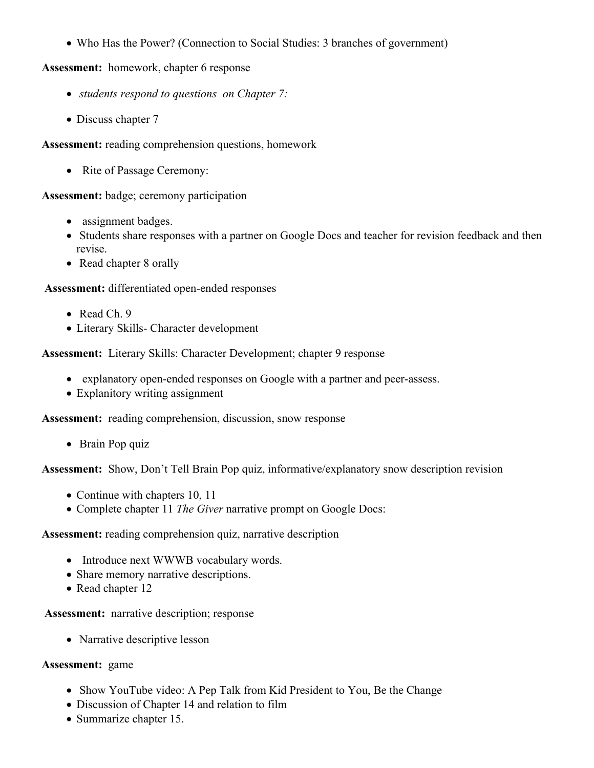- Who Has the Power? (Connection to Social Studies: 3 branches of government)

**Assessment:** homework, chapter 6 response

- *students respond to questions on Chapter 7:*
- Discuss chapter 7

**Assessment:** reading comprehension questions, homework

- Rite of Passage Ceremony:

**Assessment:** badge; ceremony participation

- assignment badges.
- Students share responses with a partner on Google Docs and teacher for revision feedback and then revise.
- Read chapter 8 orally

**Assessment:** differentiated open-ended responses

- Read Ch. 9
- Literary Skills- Character development

**Assessment:** Literary Skills: Character Development; chapter 9 response

- explanatory open-ended responses on Google with a partner and peer-assess.
- Explanitory writing assignment

**Assessment:** reading comprehension, discussion, snow response

- Brain Pop quiz

**Assessment:** Show, Don't Tell Brain Pop quiz, informative/explanatory snow description revision

- Continue with chapters 10, 11
- Complete chapter 11 *The Giver* narrative prompt on Google Docs:

**Assessment:** reading comprehension quiz, narrative description

- Introduce next WWWB vocabulary words.
- Share memory narrative descriptions.
- Read chapter 12

**Assessment:** narrative description; response

- Narrative descriptive lesson

**Assessment:** game

- Show YouTube video: A Pep Talk from Kid President to You, Be the Change
- Discussion of Chapter 14 and relation to film
- Summarize chapter 15.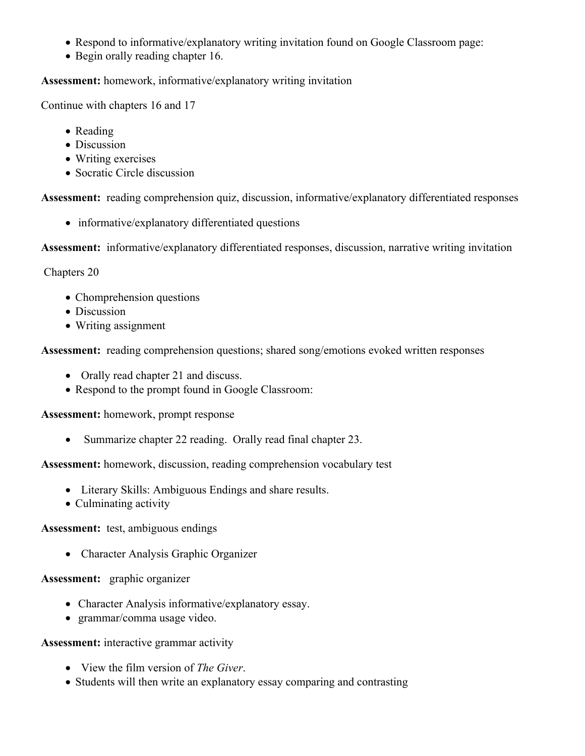- Respond to informative/explanatory writing invitation found on Google Classroom page:
- Begin orally reading chapter 16.

**Assessment:** homework, informative/explanatory writing invitation

Continue with chapters 16 and 17

- Reading
- Discussion
- Writing exercises
- Socratic Circle discussion

**Assessment:** reading comprehension quiz, discussion, informative/explanatory differentiated responses

- informative/explanatory differentiated questions

**Assessment:** informative/explanatory differentiated responses, discussion, narrative writing invitation

Chapters 20

- Chomprehension questions
- Discussion
- Writing assignment

**Assessment:** reading comprehension questions; shared song/emotions evoked written responses

- Orally read chapter 21 and discuss.
- Respond to the prompt found in Google Classroom:

**Assessment:** homework, prompt response

- Summarize chapter 22 reading. Orally read final chapter 23.

**Assessment:** homework, discussion, reading comprehension vocabulary test

- Literary Skills: Ambiguous Endings and share results.
- Culminating activity

**Assessment:** test, ambiguous endings

- Character Analysis Graphic Organizer

**Assessment:** graphic organizer

- Character Analysis informative/explanatory essay.
- grammar/comma usage video.

**Assessment:** interactive grammar activity

- View the film version of *The Giver*.
- Students will then write an explanatory essay comparing and contrasting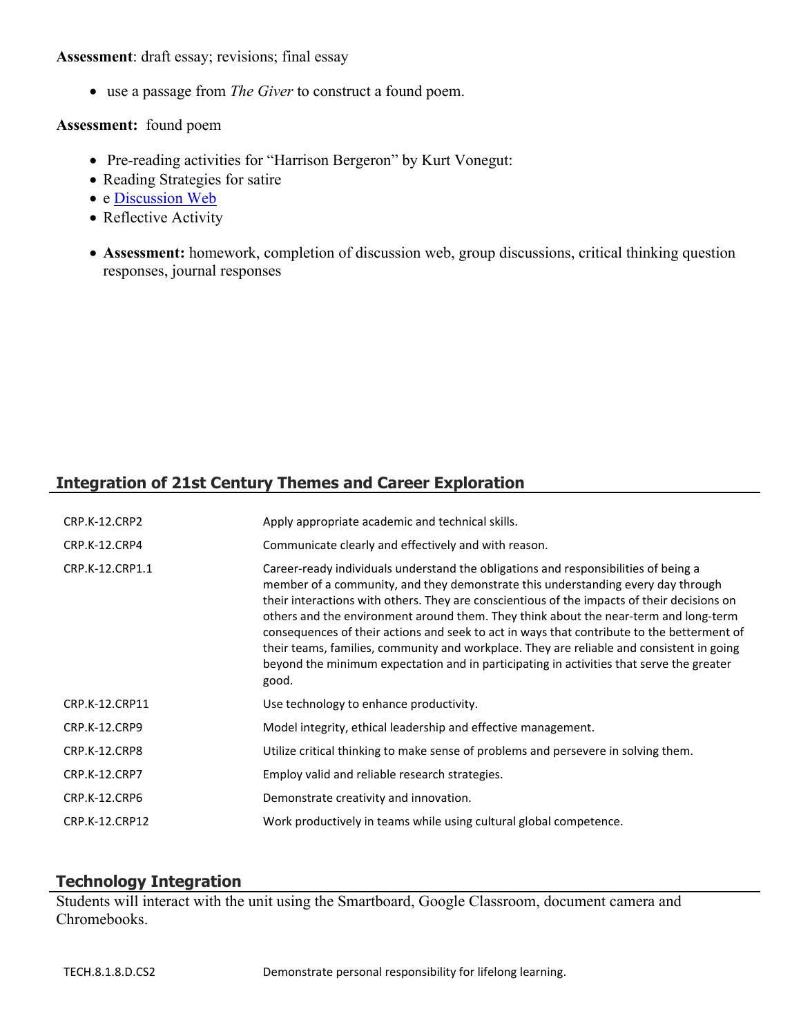**Assessment**: draft essay; revisions; final essay

- use a passage from *The Giver* to construct a found poem.

**Assessment:** found poem

- Pre-reading activities for "Harrison Bergeron" by Kurt Vonegut:
- Reading Strategies for satire
- e Discussion Web
- Reflective Activity
- **Assessment:** homework, completion of discussion web, group discussions, critical thinking question responses, journal responses

## Integration of 21st Century Themes and Career Exploration

| | |
|---|---|
| CRP.K-12.CRP2 | Apply appropriate academic and technical skills. |
| CRP.K-12.CRP4 | Communicate clearly and effectively and with reason. |
| CRP.K-12.CRP1.1 | Career-ready individuals understand the obligations and responsibilities of being a member of a community, and they demonstrate this understanding every day through their interactions with others. They are conscientious of the impacts of their decisions on others and the environment around them. They think about the near-term and long-term consequences of their actions and seek to act in ways that contribute to the betterment of their teams, families, community and workplace. They are reliable and consistent in going beyond the minimum expectation and in participating in activities that serve the greater good. |
| CRP.K-12.CRP11 | Use technology to enhance productivity. |
| CRP.K-12.CRP9 | Model integrity, ethical leadership and effective management. |
| CRP.K-12.CRP8 | Utilize critical thinking to make sense of problems and persevere in solving them. |
| CRP.K-12.CRP7 | Employ valid and reliable research strategies. |
| CRP.K-12.CRP6 | Demonstrate creativity and innovation. |
| CRP.K-12.CRP12 | Work productively in teams while using cultural global competence. |

## Technology Integration

Students will interact with the unit using the Smartboard, Google Classroom, document camera and Chromebooks.

| | |
|---|---|
| TECH.8.1.8.D.CS2 | Demonstrate personal responsibility for lifelong learning. |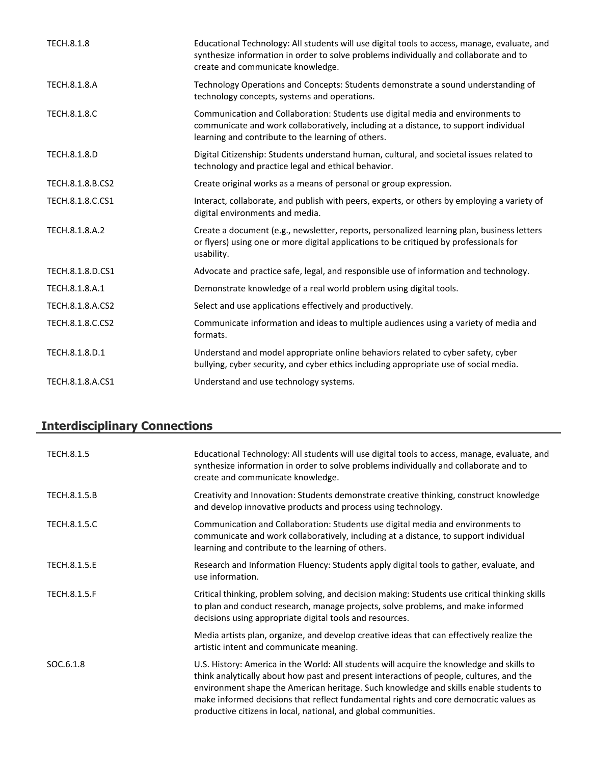| | |
|---|---|
| TECH.8.1.8 | Educational Technology: All students will use digital tools to access, manage, evaluate, and synthesize information in order to solve problems individually and collaborate and to create and communicate knowledge. |
| TECH.8.1.8.A | Technology Operations and Concepts: Students demonstrate a sound understanding of technology concepts, systems and operations. |
| TECH.8.1.8.C | Communication and Collaboration: Students use digital media and environments to communicate and work collaboratively, including at a distance, to support individual learning and contribute to the learning of others. |
| TECH.8.1.8.D | Digital Citizenship: Students understand human, cultural, and societal issues related to technology and practice legal and ethical behavior. |
| TECH.8.1.8.B.CS2 | Create original works as a means of personal or group expression. |
| TECH.8.1.8.C.CS1 | Interact, collaborate, and publish with peers, experts, or others by employing a variety of digital environments and media. |
| TECH.8.1.8.A.2 | Create a document (e.g., newsletter, reports, personalized learning plan, business letters or flyers) using one or more digital applications to be critiqued by professionals for usability. |
| TECH.8.1.8.D.CS1 | Advocate and practice safe, legal, and responsible use of information and technology. |
| TECH.8.1.8.A.1 | Demonstrate knowledge of a real world problem using digital tools. |
| TECH.8.1.8.A.CS2 | Select and use applications effectively and productively. |
| TECH.8.1.8.C.CS2 | Communicate information and ideas to multiple audiences using a variety of media and formats. |
| TECH.8.1.8.D.1 | Understand and model appropriate online behaviors related to cyber safety, cyber bullying, cyber security, and cyber ethics including appropriate use of social media. |
| TECH.8.1.8.A.CS1 | Understand and use technology systems. |

## Interdisciplinary Connections

| | |
|---|---|
| TECH.8.1.5 | Educational Technology: All students will use digital tools to access, manage, evaluate, and synthesize information in order to solve problems individually and collaborate and to create and communicate knowledge. |
| TECH.8.1.5.B | Creativity and Innovation: Students demonstrate creative thinking, construct knowledge and develop innovative products and process using technology. |
| TECH.8.1.5.C | Communication and Collaboration: Students use digital media and environments to communicate and work collaboratively, including at a distance, to support individual learning and contribute to the learning of others. |
| TECH.8.1.5.E | Research and Information Fluency: Students apply digital tools to gather, evaluate, and use information. |
| TECH.8.1.5.F | Critical thinking, problem solving, and decision making: Students use critical thinking skills to plan and conduct research, manage projects, solve problems, and make informed decisions using appropriate digital tools and resources. |
| | Media artists plan, organize, and develop creative ideas that can effectively realize the artistic intent and communicate meaning. |
| SOC.6.1.8 | U.S. History: America in the World: All students will acquire the knowledge and skills to think analytically about how past and present interactions of people, cultures, and the environment shape the American heritage. Such knowledge and skills enable students to make informed decisions that reflect fundamental rights and core democratic values as productive citizens in local, national, and global communities. |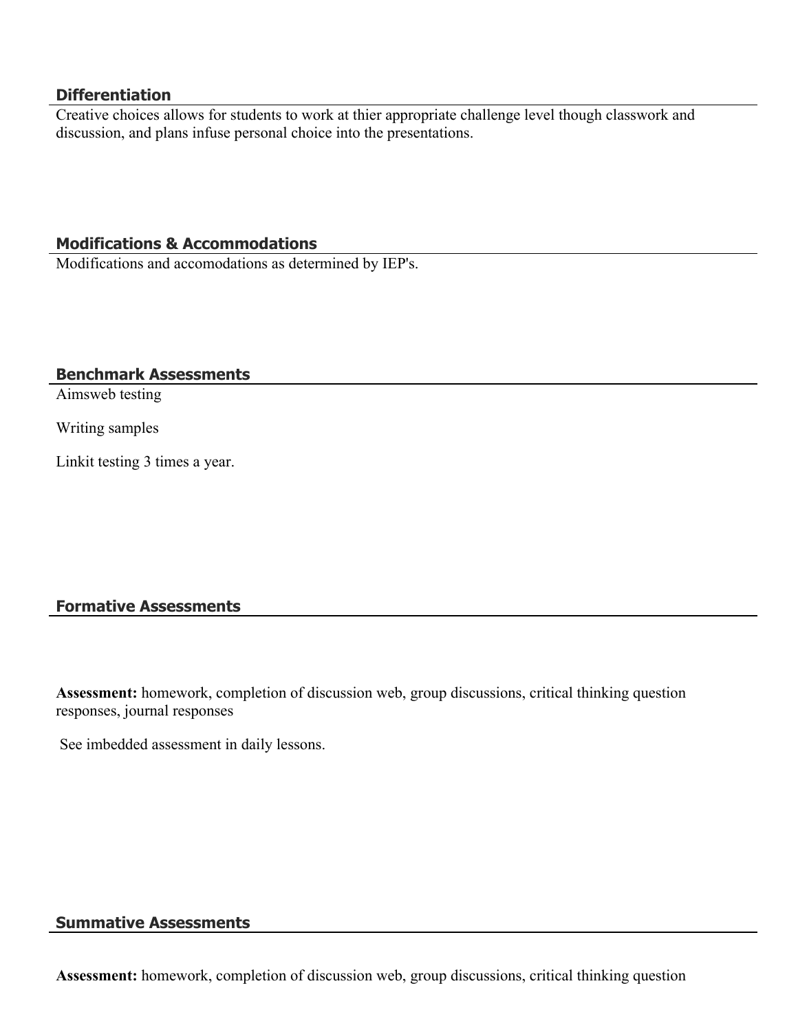## Differentiation

Creative choices allows for students to work at thier appropriate challenge level though classwork and discussion, and plans infuse personal choice into the presentations.

## Modifications & Accommodations

Modifications and accomodations as determined by IEP's.

## Benchmark Assessments

Aimsweb testing

Writing samples

Linkit testing 3 times a year.

## Formative Assessments

**Assessment:** homework, completion of discussion web, group discussions, critical thinking question responses, journal responses

See imbedded assessment in daily lessons.

## Summative Assessments

**Assessment:** homework, completion of discussion web, group discussions, critical thinking question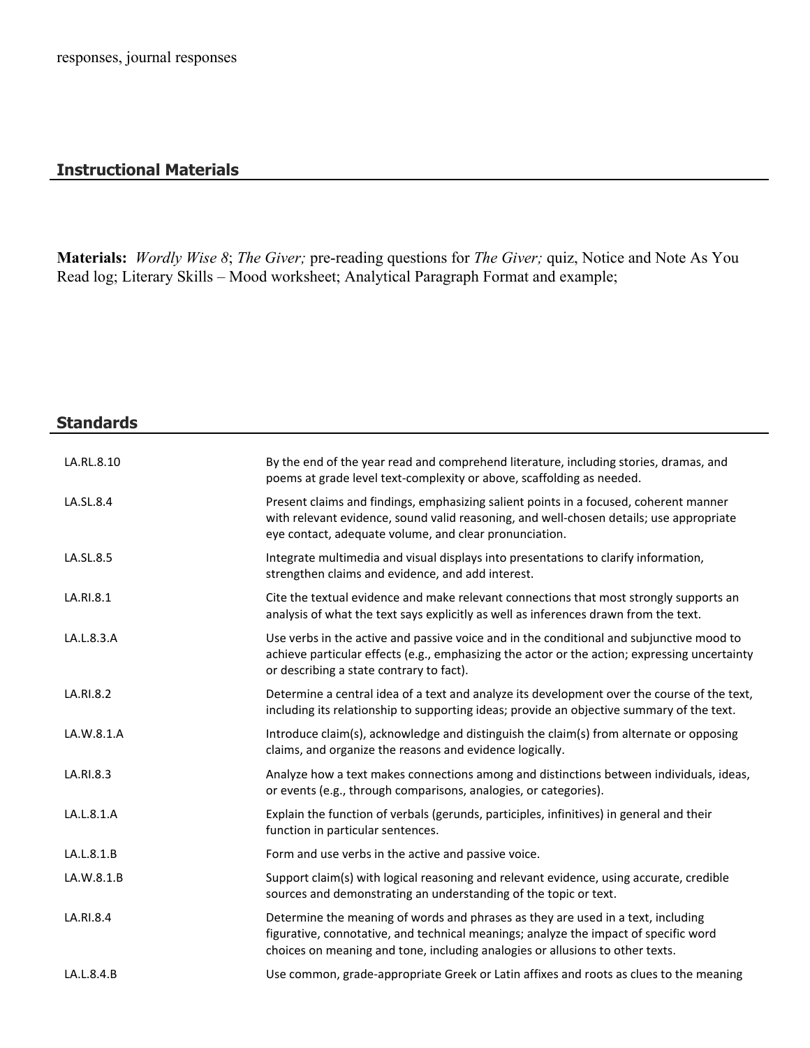responses, journal responses

## Instructional Materials

**Materials:** *Wordly Wise 8*; *The Giver;* pre-reading questions for *The Giver;* quiz, Notice and Note As You Read log; Literary Skills – Mood worksheet; Analytical Paragraph Format and example;

## Standards

| | |
|---|---|
| LA.RL.8.10 | By the end of the year read and comprehend literature, including stories, dramas, and poems at grade level text-complexity or above, scaffolding as needed. |
| LA.SL.8.4 | Present claims and findings, emphasizing salient points in a focused, coherent manner with relevant evidence, sound valid reasoning, and well-chosen details; use appropriate eye contact, adequate volume, and clear pronunciation. |
| LA.SL.8.5 | Integrate multimedia and visual displays into presentations to clarify information, strengthen claims and evidence, and add interest. |
| LA.RI.8.1 | Cite the textual evidence and make relevant connections that most strongly supports an analysis of what the text says explicitly as well as inferences drawn from the text. |
| LA.L.8.3.A | Use verbs in the active and passive voice and in the conditional and subjunctive mood to achieve particular effects (e.g., emphasizing the actor or the action; expressing uncertainty or describing a state contrary to fact). |
| LA.RI.8.2 | Determine a central idea of a text and analyze its development over the course of the text, including its relationship to supporting ideas; provide an objective summary of the text. |
| LA.W.8.1.A | Introduce claim(s), acknowledge and distinguish the claim(s) from alternate or opposing claims, and organize the reasons and evidence logically. |
| LA.RI.8.3 | Analyze how a text makes connections among and distinctions between individuals, ideas, or events (e.g., through comparisons, analogies, or categories). |
| LA.L.8.1.A | Explain the function of verbals (gerunds, participles, infinitives) in general and their function in particular sentences. |
| LA.L.8.1.B | Form and use verbs in the active and passive voice. |
| LA.W.8.1.B | Support claim(s) with logical reasoning and relevant evidence, using accurate, credible sources and demonstrating an understanding of the topic or text. |
| LA.RI.8.4 | Determine the meaning of words and phrases as they are used in a text, including figurative, connotative, and technical meanings; analyze the impact of specific word choices on meaning and tone, including analogies or allusions to other texts. |
| LA.L.8.4.B | Use common, grade-appropriate Greek or Latin affixes and roots as clues to the meaning |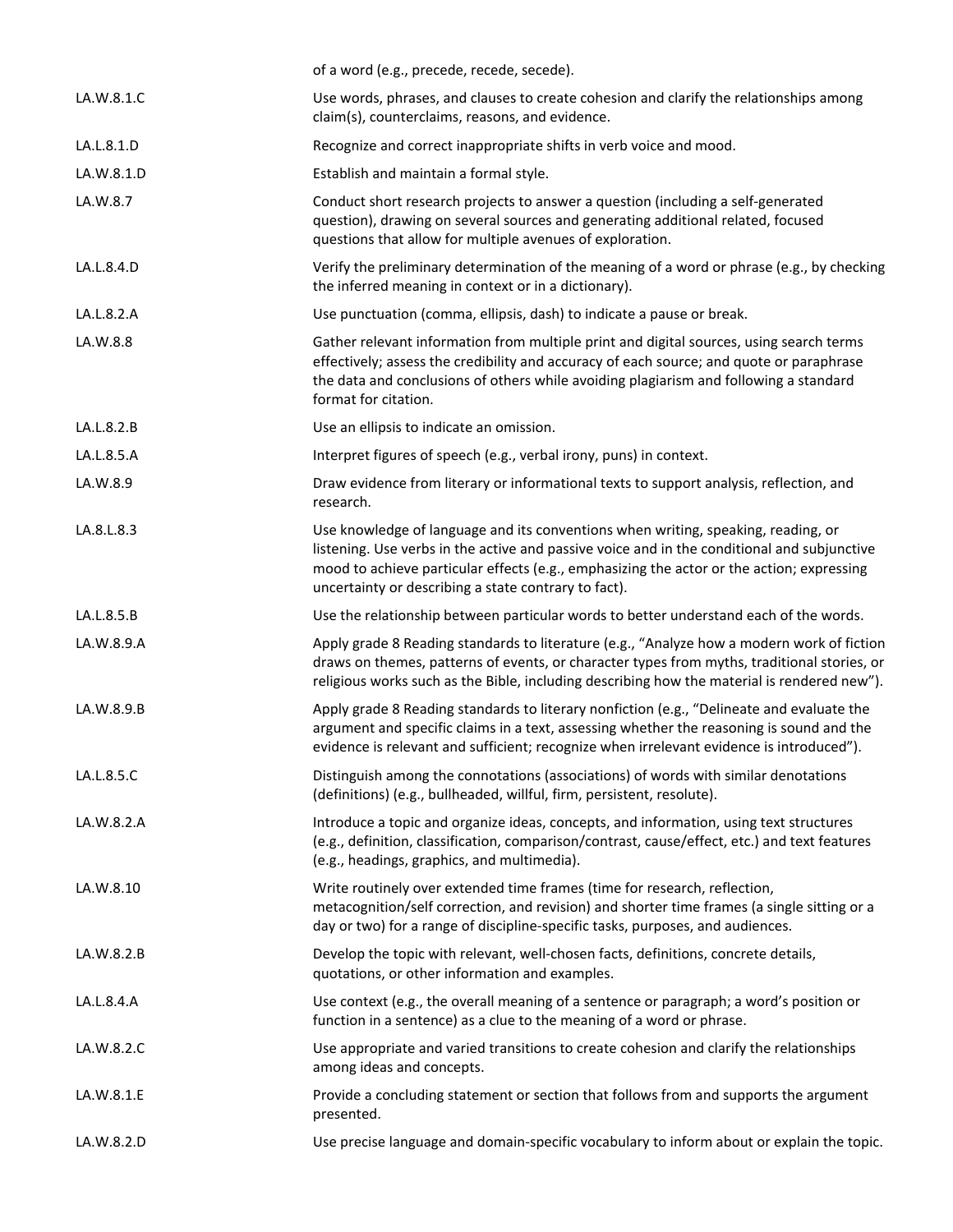| | |
|---|---|
| | of a word (e.g., precede, recede, secede). |
| LA.W.8.1.C | Use words, phrases, and clauses to create cohesion and clarify the relationships among claim(s), counterclaims, reasons, and evidence. |
| LA.L.8.1.D | Recognize and correct inappropriate shifts in verb voice and mood. |
| LA.W.8.1.D | Establish and maintain a formal style. |
| LA.W.8.7 | Conduct short research projects to answer a question (including a self-generated question), drawing on several sources and generating additional related, focused questions that allow for multiple avenues of exploration. |
| LA.L.8.4.D | Verify the preliminary determination of the meaning of a word or phrase (e.g., by checking the inferred meaning in context or in a dictionary). |
| LA.L.8.2.A | Use punctuation (comma, ellipsis, dash) to indicate a pause or break. |
| LA.W.8.8 | Gather relevant information from multiple print and digital sources, using search terms effectively; assess the credibility and accuracy of each source; and quote or paraphrase the data and conclusions of others while avoiding plagiarism and following a standard format for citation. |
| LA.L.8.2.B | Use an ellipsis to indicate an omission. |
| LA.L.8.5.A | Interpret figures of speech (e.g., verbal irony, puns) in context. |
| LA.W.8.9 | Draw evidence from literary or informational texts to support analysis, reflection, and research. |
| LA.8.L.8.3 | Use knowledge of language and its conventions when writing, speaking, reading, or listening. Use verbs in the active and passive voice and in the conditional and subjunctive mood to achieve particular effects (e.g., emphasizing the actor or the action; expressing uncertainty or describing a state contrary to fact). |
| LA.L.8.5.B | Use the relationship between particular words to better understand each of the words. |
| LA.W.8.9.A | Apply grade 8 Reading standards to literature (e.g., "Analyze how a modern work of fiction draws on themes, patterns of events, or character types from myths, traditional stories, or religious works such as the Bible, including describing how the material is rendered new"). |
| LA.W.8.9.B | Apply grade 8 Reading standards to literary nonfiction (e.g., "Delineate and evaluate the argument and specific claims in a text, assessing whether the reasoning is sound and the evidence is relevant and sufficient; recognize when irrelevant evidence is introduced"). |
| LA.L.8.5.C | Distinguish among the connotations (associations) of words with similar denotations (definitions) (e.g., bullheaded, willful, firm, persistent, resolute). |
| LA.W.8.2.A | Introduce a topic and organize ideas, concepts, and information, using text structures (e.g., definition, classification, comparison/contrast, cause/effect, etc.) and text features (e.g., headings, graphics, and multimedia). |
| LA.W.8.10 | Write routinely over extended time frames (time for research, reflection, metacognition/self correction, and revision) and shorter time frames (a single sitting or a day or two) for a range of discipline-specific tasks, purposes, and audiences. |
| LA.W.8.2.B | Develop the topic with relevant, well-chosen facts, definitions, concrete details, quotations, or other information and examples. |
| LA.L.8.4.A | Use context (e.g., the overall meaning of a sentence or paragraph; a word's position or function in a sentence) as a clue to the meaning of a word or phrase. |
| LA.W.8.2.C | Use appropriate and varied transitions to create cohesion and clarify the relationships among ideas and concepts. |
| LA.W.8.1.E | Provide a concluding statement or section that follows from and supports the argument presented. |
| LA.W.8.2.D | Use precise language and domain-specific vocabulary to inform about or explain the topic. |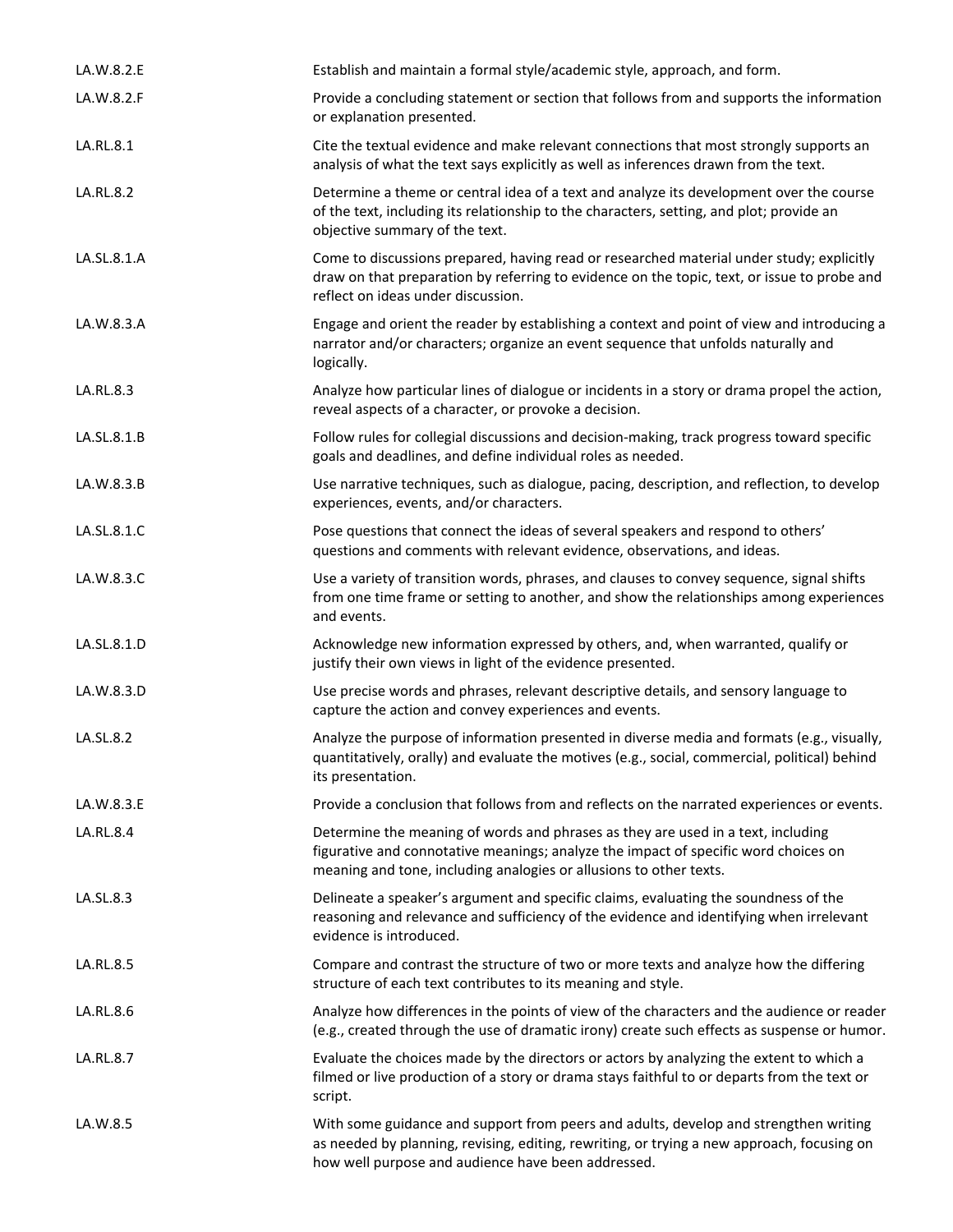| | |
|---|---|
| LA.W.8.2.E | Establish and maintain a formal style/academic style, approach, and form. |
| LA.W.8.2.F | Provide a concluding statement or section that follows from and supports the information or explanation presented. |
| LA.RL.8.1 | Cite the textual evidence and make relevant connections that most strongly supports an analysis of what the text says explicitly as well as inferences drawn from the text. |
| LA.RL.8.2 | Determine a theme or central idea of a text and analyze its development over the course of the text, including its relationship to the characters, setting, and plot; provide an objective summary of the text. |
| LA.SL.8.1.A | Come to discussions prepared, having read or researched material under study; explicitly draw on that preparation by referring to evidence on the topic, text, or issue to probe and reflect on ideas under discussion. |
| LA.W.8.3.A | Engage and orient the reader by establishing a context and point of view and introducing a narrator and/or characters; organize an event sequence that unfolds naturally and logically. |
| LA.RL.8.3 | Analyze how particular lines of dialogue or incidents in a story or drama propel the action, reveal aspects of a character, or provoke a decision. |
| LA.SL.8.1.B | Follow rules for collegial discussions and decision-making, track progress toward specific goals and deadlines, and define individual roles as needed. |
| LA.W.8.3.B | Use narrative techniques, such as dialogue, pacing, description, and reflection, to develop experiences, events, and/or characters. |
| LA.SL.8.1.C | Pose questions that connect the ideas of several speakers and respond to others' questions and comments with relevant evidence, observations, and ideas. |
| LA.W.8.3.C | Use a variety of transition words, phrases, and clauses to convey sequence, signal shifts from one time frame or setting to another, and show the relationships among experiences and events. |
| LA.SL.8.1.D | Acknowledge new information expressed by others, and, when warranted, qualify or justify their own views in light of the evidence presented. |
| LA.W.8.3.D | Use precise words and phrases, relevant descriptive details, and sensory language to capture the action and convey experiences and events. |
| LA.SL.8.2 | Analyze the purpose of information presented in diverse media and formats (e.g., visually, quantitatively, orally) and evaluate the motives (e.g., social, commercial, political) behind its presentation. |
| LA.W.8.3.E | Provide a conclusion that follows from and reflects on the narrated experiences or events. |
| LA.RL.8.4 | Determine the meaning of words and phrases as they are used in a text, including figurative and connotative meanings; analyze the impact of specific word choices on meaning and tone, including analogies or allusions to other texts. |
| LA.SL.8.3 | Delineate a speaker's argument and specific claims, evaluating the soundness of the reasoning and relevance and sufficiency of the evidence and identifying when irrelevant evidence is introduced. |
| LA.RL.8.5 | Compare and contrast the structure of two or more texts and analyze how the differing structure of each text contributes to its meaning and style. |
| LA.RL.8.6 | Analyze how differences in the points of view of the characters and the audience or reader (e.g., created through the use of dramatic irony) create such effects as suspense or humor. |
| LA.RL.8.7 | Evaluate the choices made by the directors or actors by analyzing the extent to which a filmed or live production of a story or drama stays faithful to or departs from the text or script. |
| LA.W.8.5 | With some guidance and support from peers and adults, develop and strengthen writing as needed by planning, revising, editing, rewriting, or trying a new approach, focusing on how well purpose and audience have been addressed. |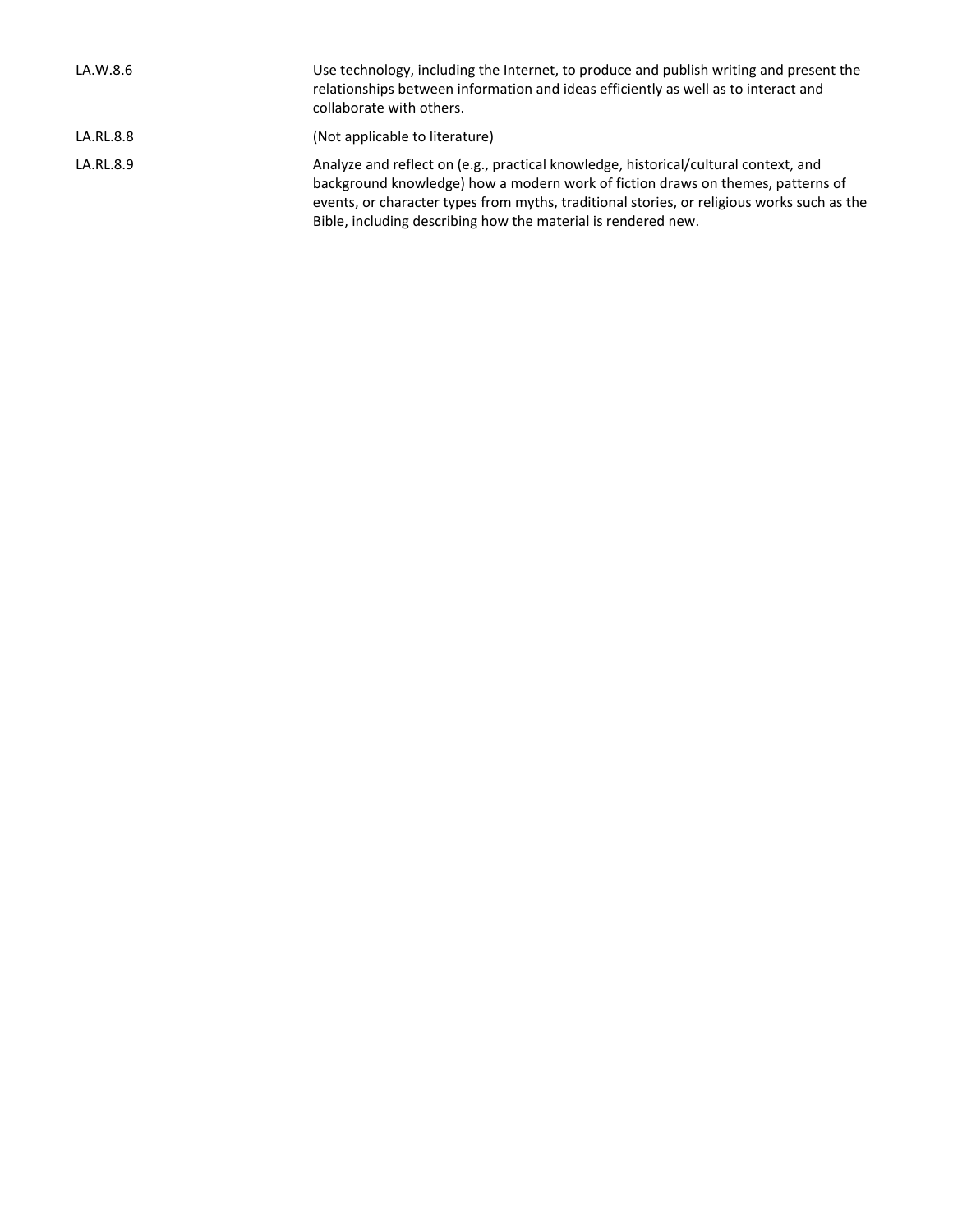| | |
|---|---|
| LA.W.8.6 | Use technology, including the Internet, to produce and publish writing and present the relationships between information and ideas efficiently as well as to interact and collaborate with others. |
| LA.RL.8.8 | (Not applicable to literature) |
| LA.RL.8.9 | Analyze and reflect on (e.g., practical knowledge, historical/cultural context, and background knowledge) how a modern work of fiction draws on themes, patterns of events, or character types from myths, traditional stories, or religious works such as the Bible, including describing how the material is rendered new. |